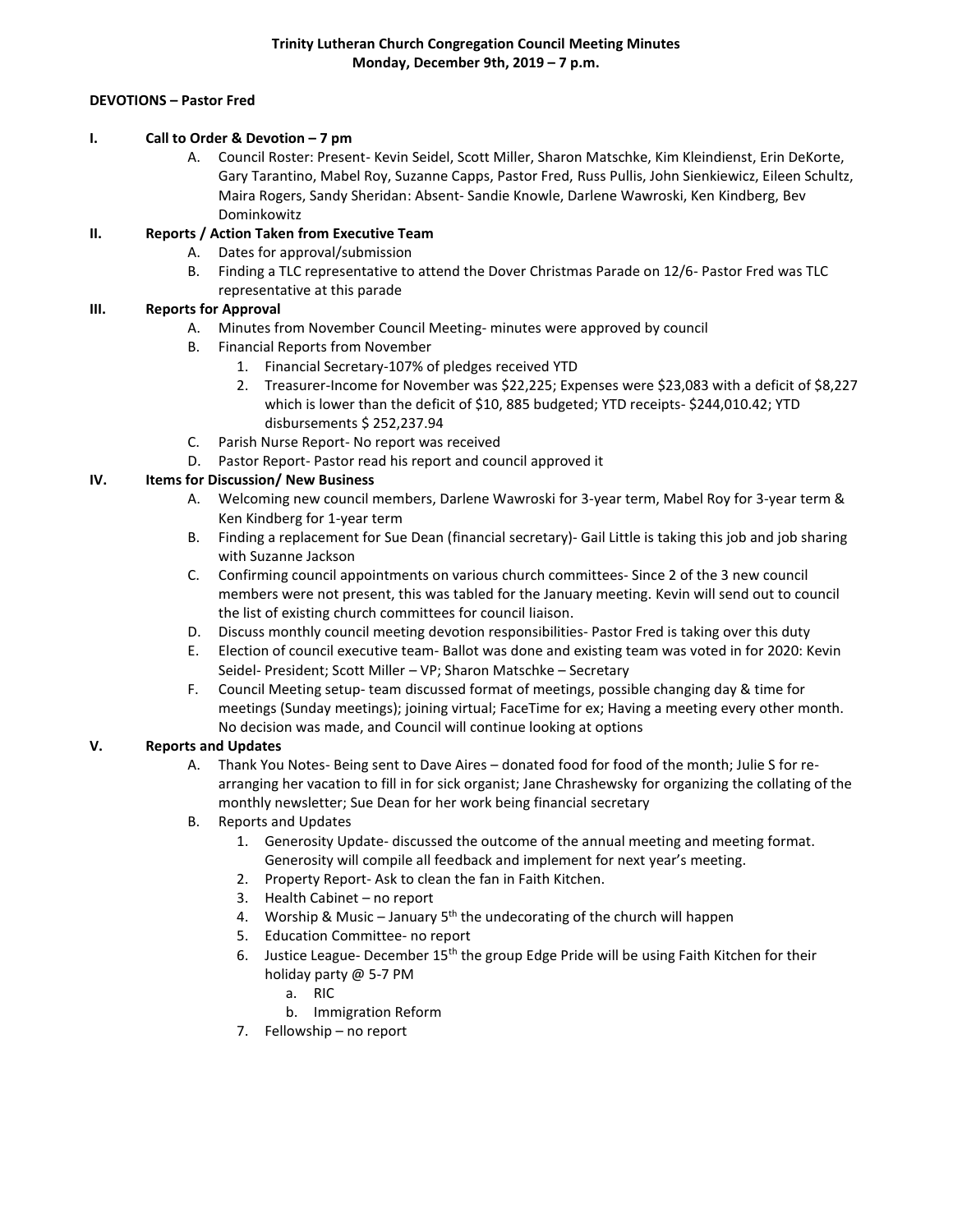**Trinity Lutheran Church Congregation Council Meeting Minutes**
**Monday, December 9th, 2019 – 7 p.m.**

**DEVOTIONS – Pastor Fred**

**I. Call to Order & Devotion – 7 pm**

A. Council Roster: Present- Kevin Seidel, Scott Miller, Sharon Matschke, Kim Kleindienst, Erin DeKorte, Gary Tarantino, Mabel Roy, Suzanne Capps, Pastor Fred, Russ Pullis, John Sienkiewicz, Eileen Schultz, Maira Rogers, Sandy Sheridan: Absent- Sandie Knowle, Darlene Wawroski, Ken Kindberg, Bev Dominkowitz

**II. Reports / Action Taken from Executive Team**

A. Dates for approval/submission

B. Finding a TLC representative to attend the Dover Christmas Parade on 12/6- Pastor Fred was TLC representative at this parade

**III. Reports for Approval**

A. Minutes from November Council Meeting- minutes were approved by council

B. Financial Reports from November

1. Financial Secretary-107% of pledges received YTD
2. Treasurer-Income for November was $22,225; Expenses were $23,083 with a deficit of $8,227 which is lower than the deficit of $10, 885 budgeted; YTD receipts- $244,010.42; YTD disbursements $ 252,237.94

C. Parish Nurse Report- No report was received

D. Pastor Report- Pastor read his report and council approved it

**IV. Items for Discussion/ New Business**

A. Welcoming new council members, Darlene Wawroski for 3-year term, Mabel Roy for 3-year term & Ken Kindberg for 1-year term

B. Finding a replacement for Sue Dean (financial secretary)- Gail Little is taking this job and job sharing with Suzanne Jackson

C. Confirming council appointments on various church committees- Since 2 of the 3 new council members were not present, this was tabled for the January meeting. Kevin will send out to council the list of existing church committees for council liaison.

D. Discuss monthly council meeting devotion responsibilities- Pastor Fred is taking over this duty

E. Election of council executive team- Ballot was done and existing team was voted in for 2020: Kevin Seidel- President; Scott Miller – VP; Sharon Matschke – Secretary

F. Council Meeting setup- team discussed format of meetings, possible changing day & time for meetings (Sunday meetings); joining virtual; FaceTime for ex; Having a meeting every other month. No decision was made, and Council will continue looking at options

**V. Reports and Updates**

A. Thank You Notes- Being sent to Dave Aires – donated food for food of the month; Julie S for re-arranging her vacation to fill in for sick organist; Jane Chrashewsky for organizing the collating of the monthly newsletter; Sue Dean for her work being financial secretary

B. Reports and Updates

1. Generosity Update- discussed the outcome of the annual meeting and meeting format. Generosity will compile all feedback and implement for next year's meeting.
2. Property Report- Ask to clean the fan in Faith Kitchen.
3. Health Cabinet – no report
4. Worship & Music – January 5th the undecorating of the church will happen
5. Education Committee- no report
6. Justice League- December 15th the group Edge Pride will be using Faith Kitchen for their holiday party @ 5-7 PM
   a. RIC
   b. Immigration Reform
7. Fellowship – no report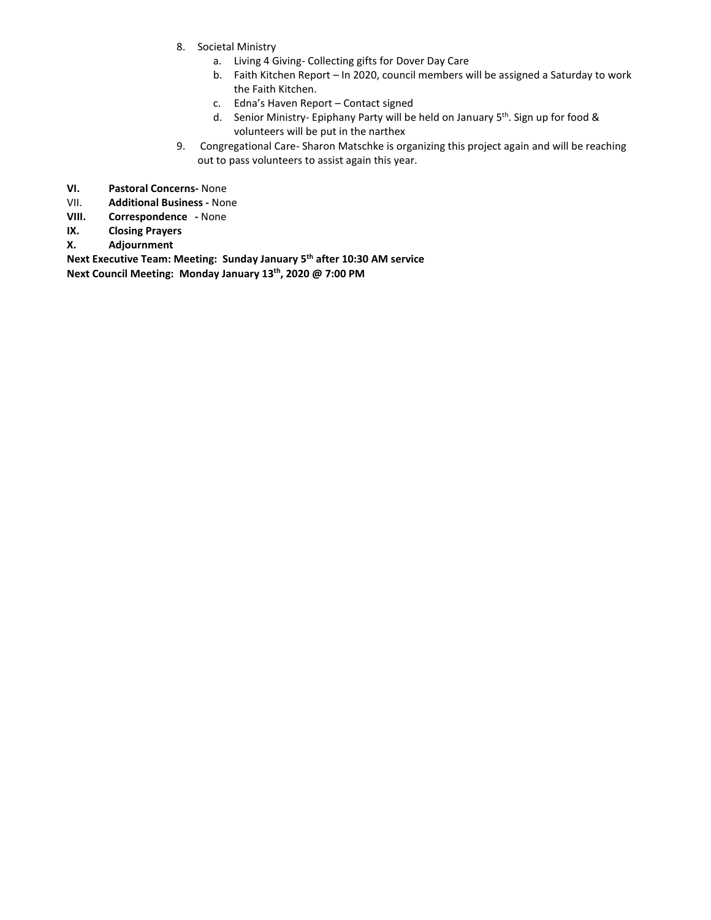8. Societal Ministry
    a. Living 4 Giving- Collecting gifts for Dover Day Care
    b. Faith Kitchen Report – In 2020, council members will be assigned a Saturday to work the Faith Kitchen.
    c. Edna's Haven Report – Contact signed
    d. Senior Ministry- Epiphany Party will be held on January 5th. Sign up for food & volunteers will be put in the narthex
9. Congregational Care- Sharon Matschke is organizing this project again and will be reaching out to pass volunteers to assist again this year.

**VI. Pastoral Concerns-** None

VII. **Additional Business -** None

**VIII. Correspondence -** None

**IX. Closing Prayers**

**X. Adjournment**

**Next Executive Team: Meeting: Sunday January 5th after 10:30 AM service**

**Next Council Meeting: Monday January 13th, 2020 @ 7:00 PM**